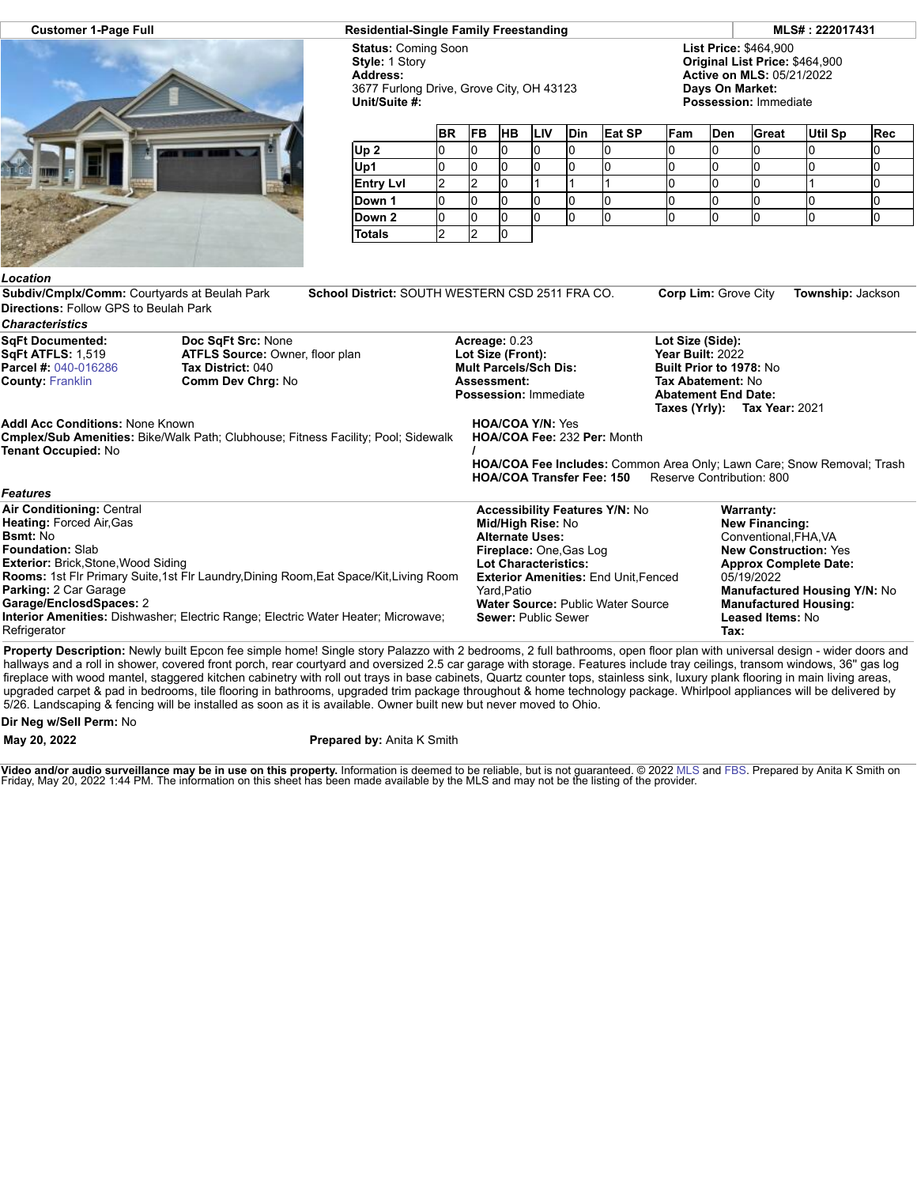| Customer 1-Page Full | Residential-Single Family Freestanding | MLS# : 222017431 |
|---|---|---|

**Status:** Coming Soon
**Style:** 1 Story
**Address:**
3677 Furlong Drive, Grove City, OH 43123
**Unit/Suite #:**

**List Price:** $464,900
**Original List Price:** $464,900
**Active on MLS:** 05/21/2022
**Days On Market:**
**Possession:** Immediate

| | BR | FB | HB | LIV | Din | Eat SP | Fam | Den | Great | Util Sp | Rec |
|---|---|---|---|---|---|---|---|---|---|---|---|
| Up 2 | 0 | 0 | 0 | 0 | 0 | 0 | 0 | 0 | 0 | 0 | 0 |
| Up1 | 0 | 0 | 0 | 0 | 0 | 0 | 0 | 0 | 0 | 0 | 0 |
| Entry Lvl | 2 | 2 | 0 | 1 | 1 | 1 | 0 | 0 | 0 | 1 | 0 |
| Down 1 | 0 | 0 | 0 | 0 | 0 | 0 | 0 | 0 | 0 | 0 | 0 |
| Down 2 | 0 | 0 | 0 | 0 | 0 | 0 | 0 | 0 | 0 | 0 | 0 |
| Totals | 2 | 2 | 0 | | | | | | | | |

### *Location*

**Subdiv/Cmplx/Comm:** Courtyards at Beulah Park
**School District:** SOUTH WESTERN CSD 2511 FRA CO.
**Corp Lim:** Grove City
**Township:** Jackson
**Directions:** Follow GPS to Beulah Park

### *Characteristics*

**SqFt Documented:**
**Doc SqFt Src:** None
**SqFt ATFLS:** 1,519
**ATFLS Source:** Owner, floor plan
**Parcel #:** 040-016286
**Tax District:** 040
**County:** Franklin
**Comm Dev Chrg:** No

**Acreage:** 0.23
**Lot Size (Front):**
**Mult Parcels/Sch Dis:**
**Assessment:**
**Possession:** Immediate

**Lot Size (Side):**
**Year Built:** 2022
**Built Prior to 1978:** No
**Tax Abatement:** No
**Abatement End Date:**
**Taxes (Yrly):** **Tax Year:** 2021

**Addl Acc Conditions:** None Known
**Cmplex/Sub Amenities:** Bike/Walk Path; Clubhouse; Fitness Facility; Pool; Sidewalk
**Tenant Occupied:** No

**HOA/COA Y/N:** Yes
**HOA/COA Fee:** 232 **Per:** Month
**/**
**HOA/COA Fee Includes:** Common Area Only; Lawn Care; Snow Removal; Trash
**HOA/COA Transfer Fee: 150** Reserve Contribution: 800

### *Features*

**Air Conditioning:** Central
**Heating:** Forced Air,Gas
**Bsmt:** No
**Foundation:** Slab
**Exterior:** Brick,Stone,Wood Siding
**Rooms:** 1st Flr Primary Suite,1st Flr Laundry,Dining Room,Eat Space/Kit,Living Room
**Parking:** 2 Car Garage
**Garage/EnclosdSpaces:** 2
**Interior Amenities:** Dishwasher; Electric Range; Electric Water Heater; Microwave; Refrigerator

**Accessibility Features Y/N:** No
**Mid/High Rise:** No
**Alternate Uses:**
**Fireplace:** One,Gas Log
**Lot Characteristics:**
**Exterior Amenities:** End Unit,Fenced Yard,Patio
**Water Source:** Public Water Source
**Sewer:** Public Sewer

**Warranty:**
**New Financing:**
Conventional,FHA,VA
**New Construction:** Yes
**Approx Complete Date:**
05/19/2022
**Manufactured Housing Y/N:** No
**Manufactured Housing:**
**Leased Items:** No
**Tax:**

**Property Description:** Newly built Epcon fee simple home! Single story Palazzo with 2 bedrooms, 2 full bathrooms, open floor plan with universal design - wider doors and hallways and a roll in shower, covered front porch, rear courtyard and oversized 2.5 car garage with storage. Features include tray ceilings, transom windows, 36" gas log fireplace with wood mantel, staggered kitchen cabinetry with roll out trays in base cabinets, Quartz counter tops, stainless sink, luxury plank flooring in main living areas, upgraded carpet & pad in bedrooms, tile flooring in bathrooms, upgraded trim package throughout & home technology package. Whirlpool appliances will be delivered by 5/26. Landscaping & fencing will be installed as soon as it is available. Owner built new but never moved to Ohio.

**Dir Neg w/Sell Perm:** No

**May 20, 2022** **Prepared by:** Anita K Smith

**Video and/or audio surveillance may be in use on this property.** Information is deemed to be reliable, but is not guaranteed. © 2022 MLS and FBS. Prepared by Anita K Smith on Friday, May 20, 2022 1:44 PM. The information on this sheet has been made available by the MLS and may not be the listing of the provider.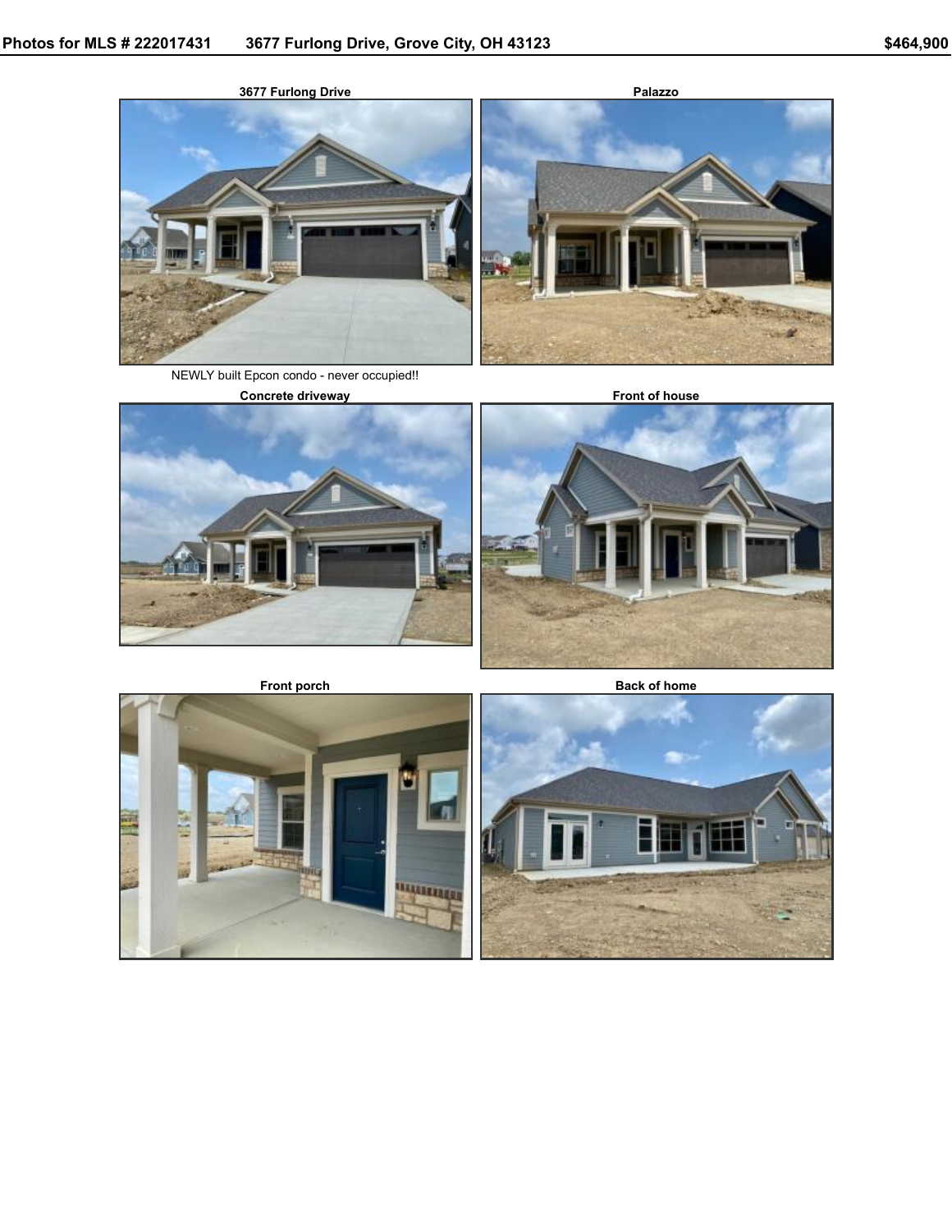Photos for MLS # 222017431 3677 Furlong Drive, Grove City, OH 43123 $464,900

**3677 Furlong Drive**

NEWLY built Epcon condo - never occupied!!

**Palazzo**

**Concrete driveway**

**Front of house**

**Front porch**

**Back of home**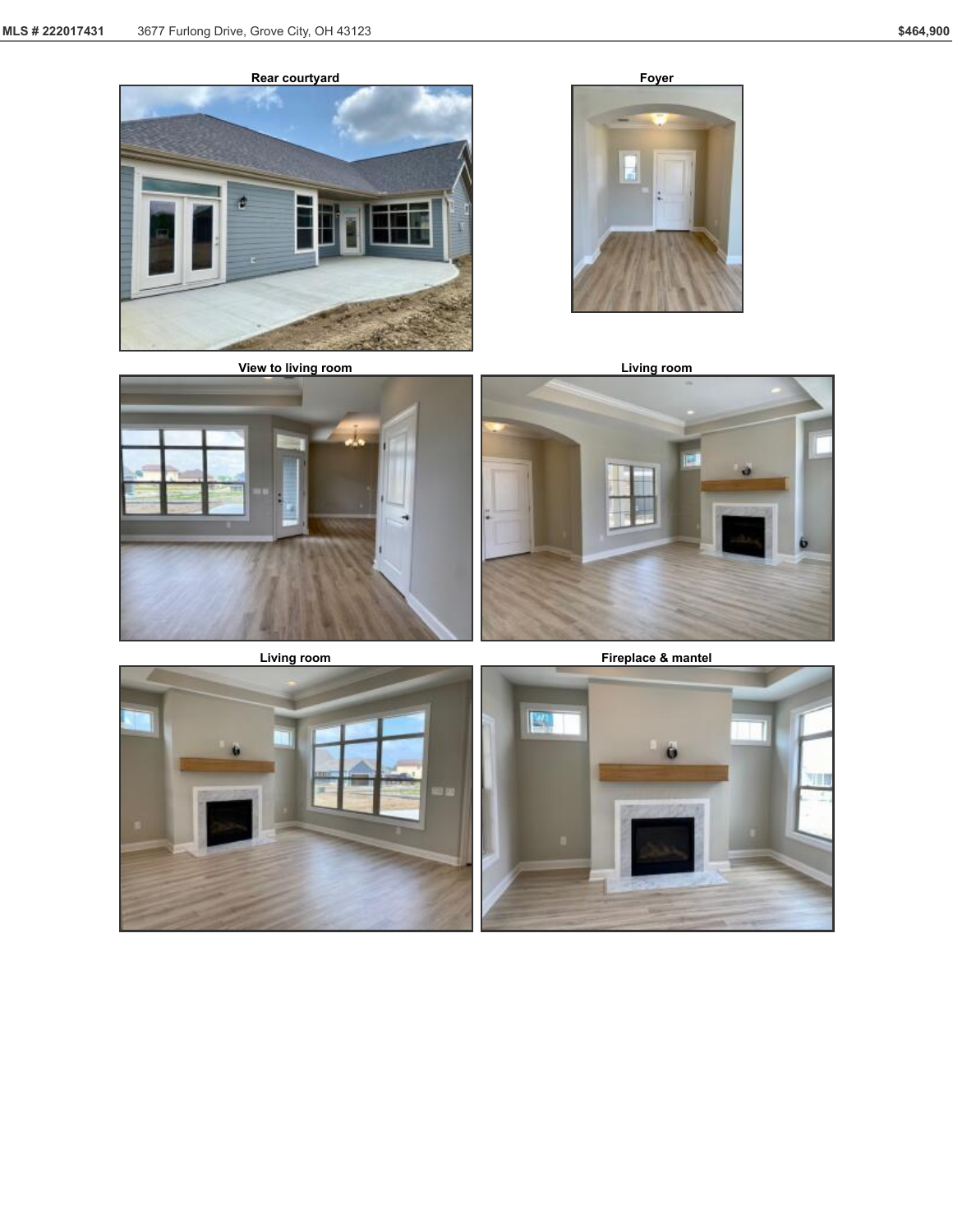Rear courtyard

Foyer

View to living room

Living room

Living room

Fireplace & mantel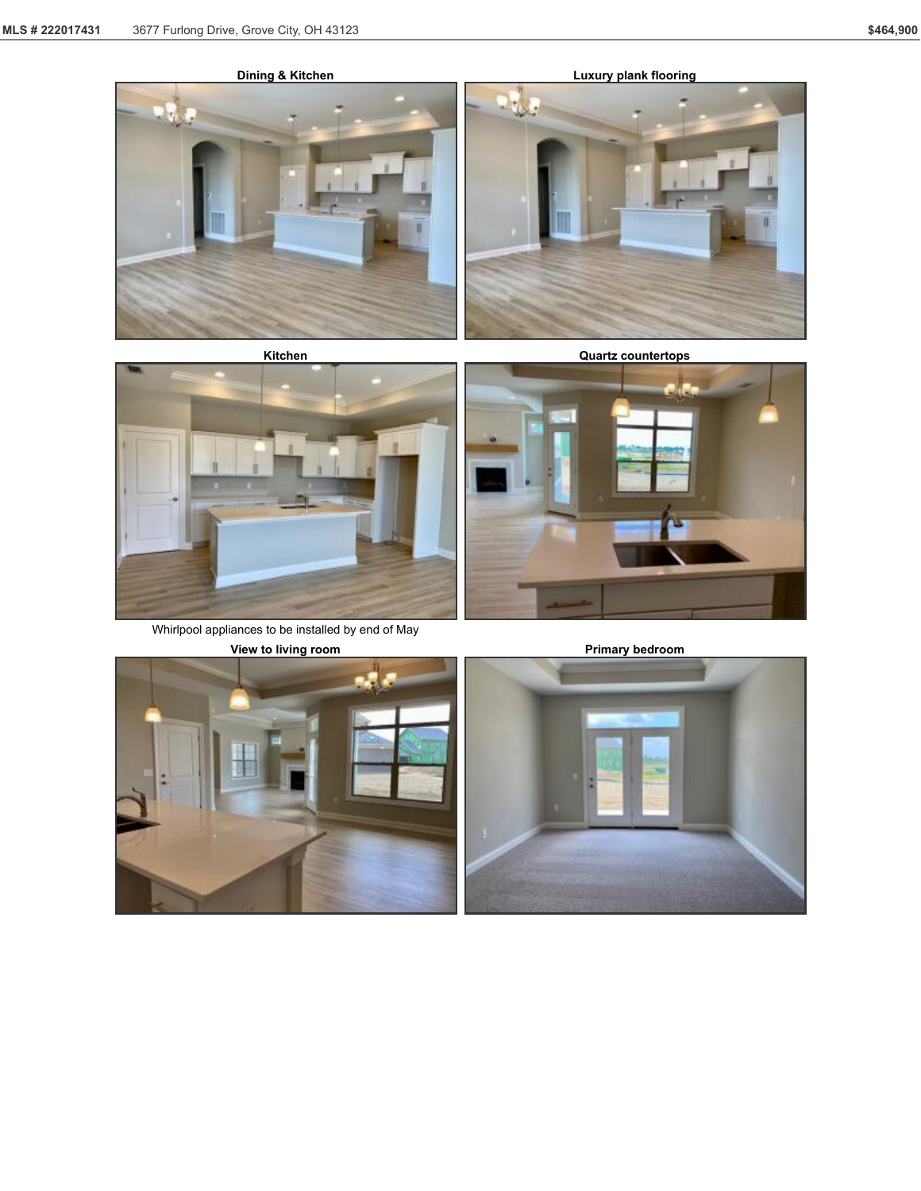Dining & Kitchen

Luxury plank flooring

Kitchen

Whirlpool appliances to be installed by end of May

Quartz countertops

View to living room

Primary bedroom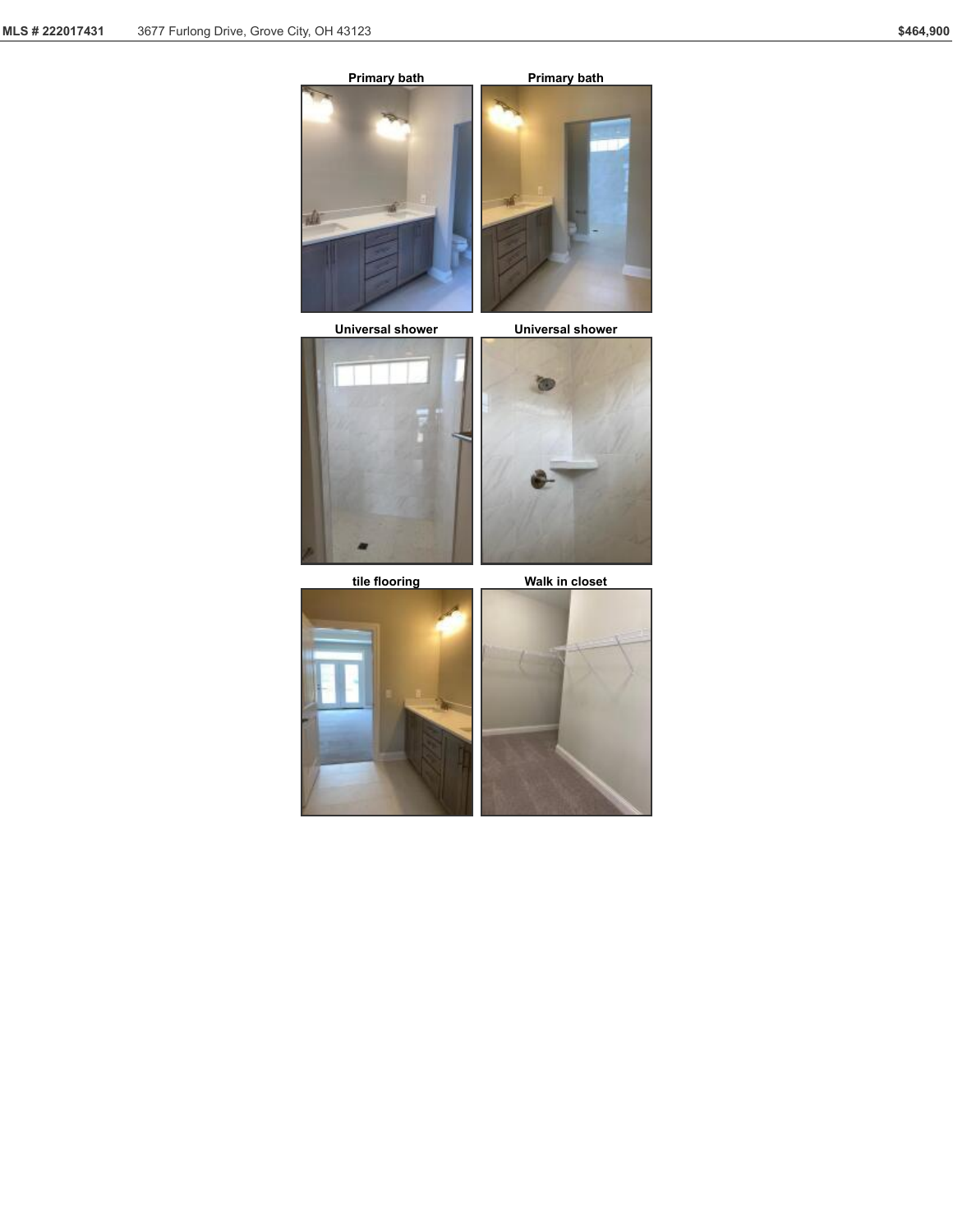Primary bath

Primary bath

Universal shower

Universal shower

tile flooring

Walk in closet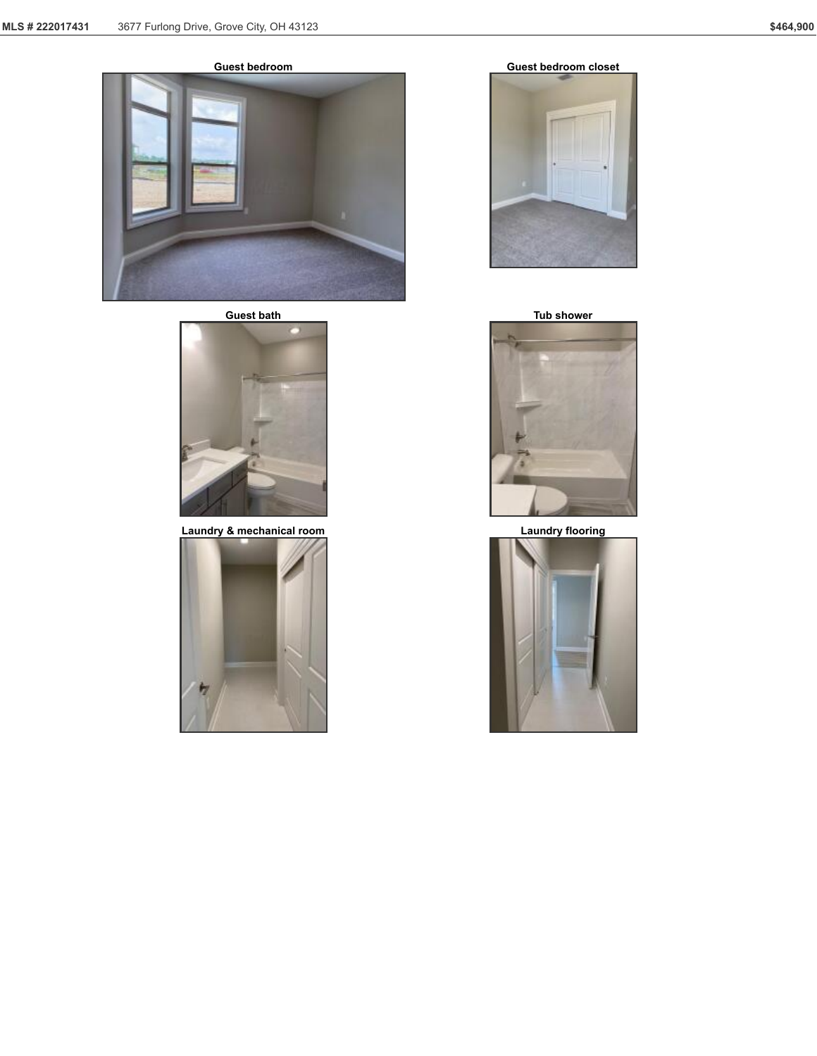Guest bedroom

Guest bedroom closet

Guest bath

Tub shower

Laundry & mechanical room

Laundry flooring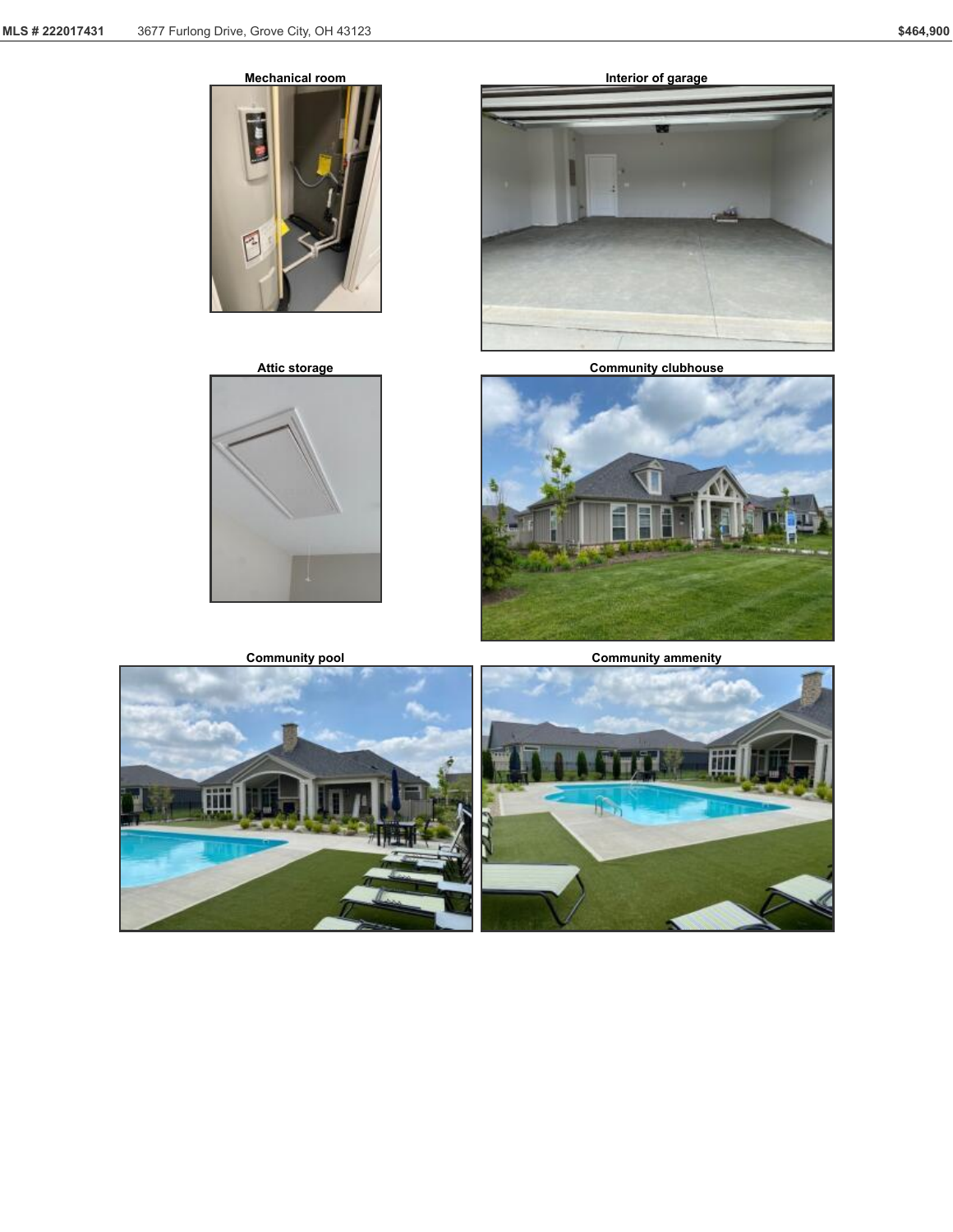Mechanical room

Interior of garage

Attic storage

Community clubhouse

Community pool

Community ammenity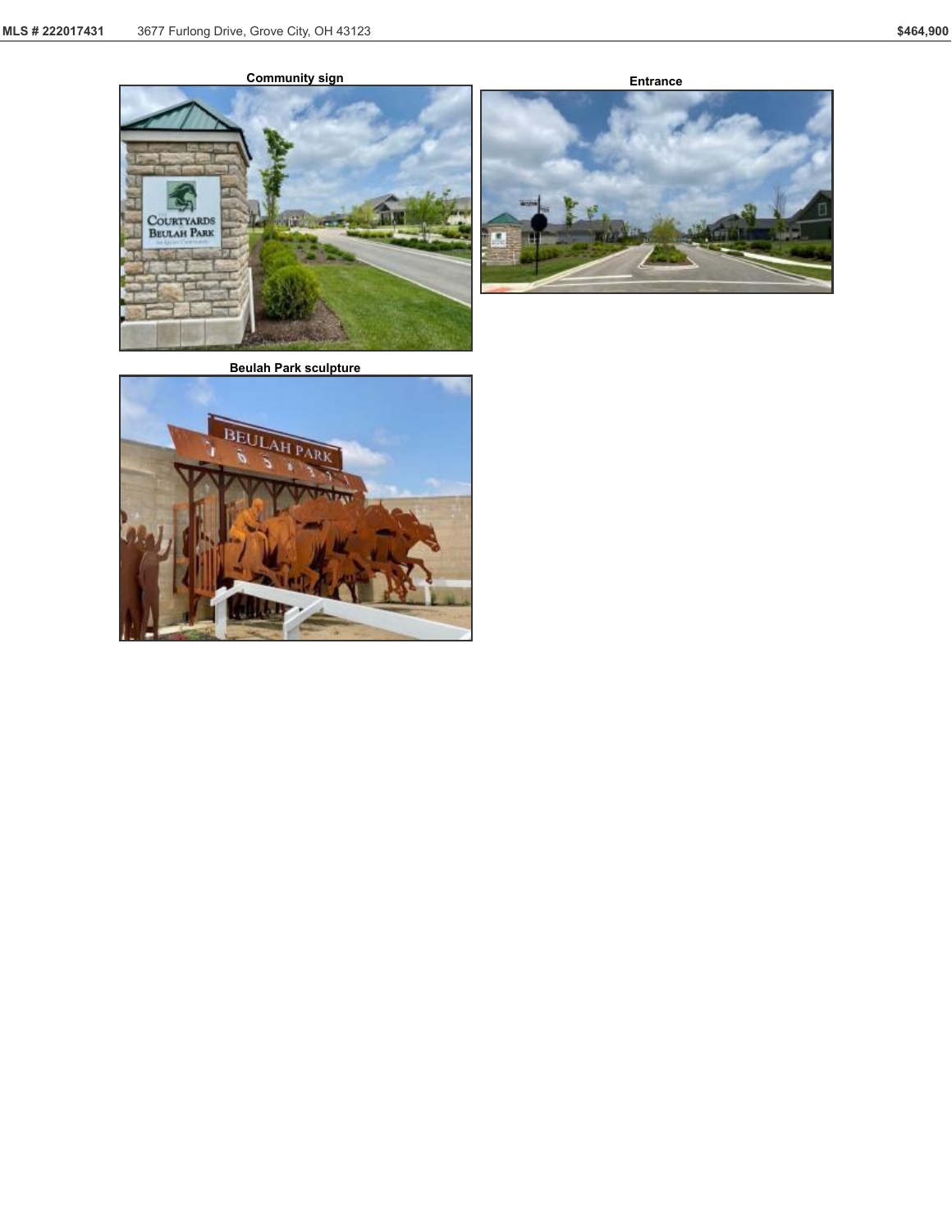Community sign

Entrance

Beulah Park sculpture